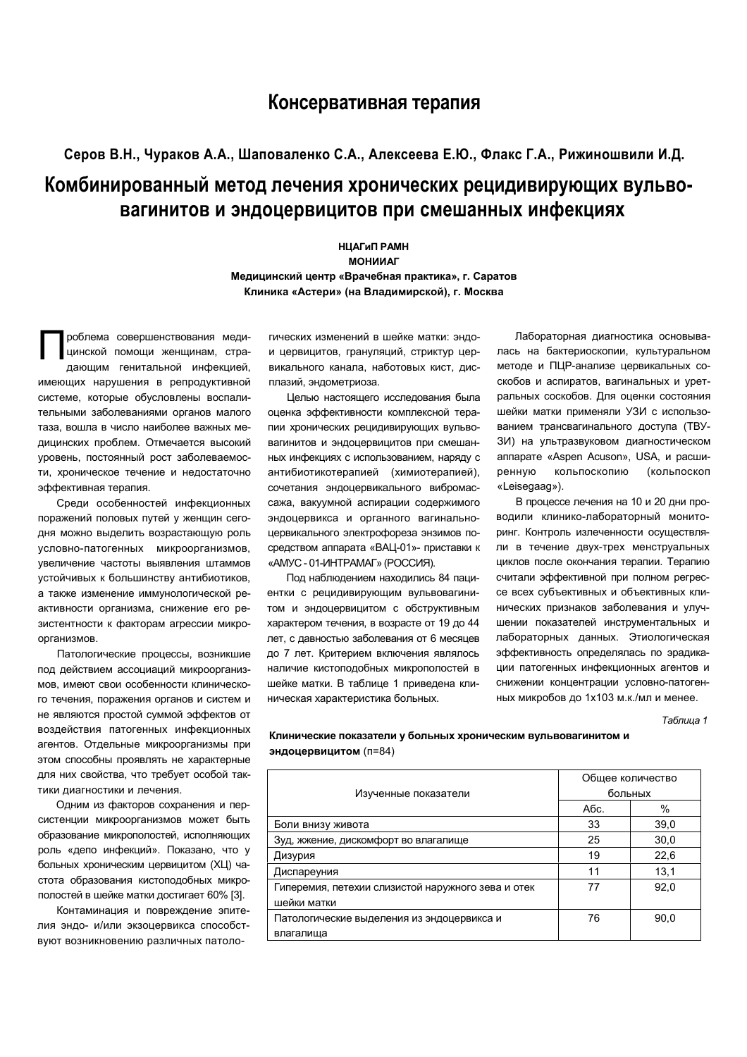# Консервативная терапия

**Серов В.Н., Чураков А.А., Шаповаленко С.А., Алексеева Е.Ю., Флакс Г.А., Рижиношвили И.Д.**

## Комбинированный метод лечения хронических рецидивирующих вульвовагинитов и эндоцервицитов при смешанных инфекциях

**НЦАГиП РАМН**
**МОНИИАГ**
**Медицинский центр «Врачебная практика», г. Саратов**
**Клиника «Астери» (на Владимирской), г. Москва**

Проблема совершенствования медицинской помощи женщинам, страдающим генитальной инфекцией, имеющих нарушения в репродуктивной системе, которые обусловлены воспалительными заболеваниями органов малого таза, вошла в число наиболее важных медицинских проблем. Отмечается высокий уровень, постоянный рост заболеваемости, хроническое течение и недостаточно эффективная терапия.

Среди особенностей инфекционных поражений половых путей у женщин сегодня можно выделить возрастающую роль условно-патогенных микроорганизмов, увеличение частоты выявления штаммов устойчивых к большинству антибиотиков, а также изменение иммунологической реактивности организма, снижение его резистентности к факторам агрессии микроорганизмов.

Патологические процессы, возникшие под действием ассоциаций микроорганизмов, имеют свои особенности клинического течения, поражения органов и систем и не являются простой суммой эффектов от воздействия патогенных инфекционных агентов. Отдельные микроорганизмы при этом способны проявлять не характерные для них свойства, что требует особой тактики диагностики и лечения.

Одним из факторов сохранения и персистенции микроорганизмов может быть образование микрополостей, исполняющих роль «депо инфекций». Показано, что у больных хроническим цервицитом (ХЦ) частота образования кистоподобных микрополостей в шейке матки достигает 60% [3].

Контаминация и повреждение эпителия эндо- и/или экзоцервикса способствуют возникновению различных патологических изменений в шейке матки: эндо- и цервицитов, грануляций, стриктур цервикального канала, наботовых кист, дисплазий, эндометриоза.

Целью настоящего исследования была оценка эффективности комплексной терапии хронических рецидивирующих вульвовагинитов и эндоцервицитов при смешанных инфекциях с использованием, наряду с антибиотикотерапией (химиотерапией), сочетания эндоцервикального вибромассажа, вакуумной аспирации содержимого эндоцервикса и органного вагинально-цервикального электрофореза энзимов посредством аппарата «ВАЦ-01»- приставки к «АМУС - 01-ИНТРАМАГ» (РОССИЯ).

Под наблюдением находились 84 пациентки с рецидивирующим вульвовагинитом и эндоцервицитом с обструктивным характером течения, в возрасте от 19 до 44 лет, с давностью заболевания от 6 месяцев до 7 лет. Критерием включения являлось наличие кистоподобных микрополостей в шейке матки. В таблице 1 приведена клиническая характеристика больных.

Лабораторная диагностика основывалась на бактериоскопии, культуральном методе и ПЦР-анализе цервикальных соскобов и аспиратов, вагинальных и уретральных соскобов. Для оценки состояния шейки матки применяли УЗИ с использованием трансвагинального доступа (ТВУЗИ) на ультразвуковом диагностическом аппарате «Aspen Acuson», USA, и расширенную кольпоскопию (кольпоскоп «Leisegaag»).

В процессе лечения на 10 и 20 дни проводили клинико-лабораторный мониторинг. Контроль излеченности осуществляли в течение двух-трех менструальных циклов после окончания терапии. Терапию считали эффективной при полном регрессе всех субъективных и объективных клинических признаков заболевания и улучшении показателей инструментальных и лабораторных данных. Этиологическая эффективность определялась по эрадикации патогенных инфекционных агентов и снижении концентрации условно-патогенных микробов до 1х103 м.к./мл и менее.

*Таблица 1*

**Клинические показатели у больных хроническим вульвовагинитом и эндоцервицитом** (n=84)

| Изученные показатели | Общее количество больных | |
|---|---|---|
| | Абс. | % |
| Боли внизу живота | 33 | 39,0 |
| Зуд, жжение, дискомфорт во влагалище | 25 | 30,0 |
| Дизурия | 19 | 22,6 |
| Диспареуния | 11 | 13,1 |
| Гиперемия, петехии слизистой наружного зева и отек шейки матки | 77 | 92,0 |
| Патологические выделения из эндоцервикса и влагалища | 76 | 90,0 |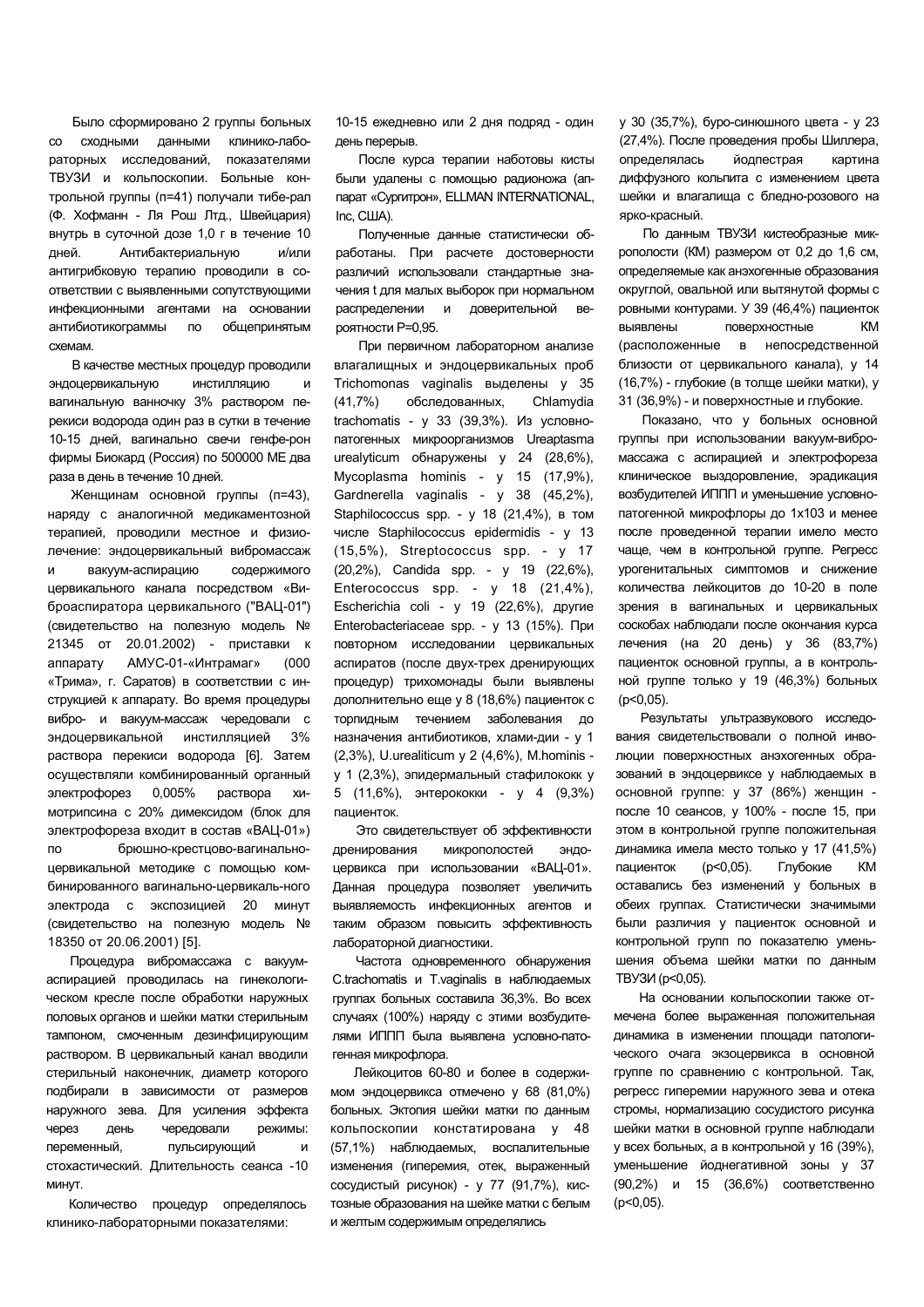Было сформировано 2 группы больных со сходными данными клинико-лабораторных исследований, показателями ТВУЗИ и кольпоскопии. Больные контрольной группы (n=41) получали тибе-рал (Ф. Хофманн - Ля Рош Лтд., Швейцария) внутрь в суточной дозе 1,0 г в течение 10 дней. Антибактериальную и/или антигрибковую терапию проводили в соответствии с выявленными сопутствующими инфекционными агентами на основании антибиотикограммы по общепринятым схемам.

В качестве местных процедур проводили эндоцервикальную инстилляцию и вагинальную ванночку 3% раствором перекиси водорода один раз в сутки в течение 10-15 дней, вагинально свечи генфе-рон фирмы Биокард (Россия) по 500000 МЕ два раза в день в течение 10 дней.

Женщинам основной группы (n=43), наряду с аналогичной медикаментозной терапией, проводили местное и физиолечение: эндоцервикальный вибромассаж и вакуум-аспирацию содержимого цервикального канала посредством «Виброаспиратора цервикального ("ВАЦ-01") (свидетельство на полезную модель № 21345 от 20.01.2002) - приставки к аппарату АМУС-01-«Интрамаг» (000 «Трима», г. Саратов) в соответствии с инструкцией к аппарату. Во время процедуры вибро- и вакуум-массаж чередовали с эндоцервикальной инстилляцией 3% раствора перекиси водорода [6]. Затем осуществляли комбинированный органный электрофорез 0,005% раствора химотрипсина с 20% димексидом (блок для электрофореза входит в состав «ВАЦ-01») по брюшно-крестцово-вагинально-цервикальной методике с помощью комбинированного вагинально-цервикаль-ного электрода с экспозицией 20 минут (свидетельство на полезную модель № 18350 от 20.06.2001) [5].

Процедура вибромассажа с вакуум-аспирацией проводилась на гинекологическом кресле после обработки наружных половых органов и шейки матки стерильным тампоном, смоченным дезинфицирующим раствором. В цервикальный канал вводили стерильный наконечник, диаметр которого подбирали в зависимости от размеров наружного зева. Для усиления эффекта через день чередовали режимы: переменный, пульсирующий и стохастический. Длительность сеанса -10 минут.

Количество процедур определялось клинико-лабораторными показателями: 10-15 ежедневно или 2 дня подряд - один день перерыв.

После курса терапии наботовы кисты были удалены с помощью радионожа (аппарат «Сургитрон», ELLMAN INTERNATIONAL, Inc, США).

Полученные данные статистически обработаны. При расчете достоверности различий использовали стандартные значения t для малых выборок при нормальном распределении и доверительной вероятности P=0,95.

При первичном лабораторном анализе влагалищных и эндоцервикальных проб Trichomonas vaginalis выделены у 35 (41,7%) обследованных, Chlamydia trachomatis - у 33 (39,3%). Из условно-патогенных микроорганизмов Ureaptasma urealyticum обнаружены у 24 (28,6%), Mycoplasma hominis - у 15 (17,9%), Gardnerella vaginalis - у 38 (45,2%), Staphilococcus spp. - у 18 (21,4%), в том числе Staphilococcus epidermidis - у 13 (15,5%), Streptococcus spp. - у 17 (20,2%), Candida spp. - у 19 (22,6%), Enterococcus spp. - у 18 (21,4%), Escherichia coli - у 19 (22,6%), другие Enterobacteriaceae spp. - у 13 (15%). При повторном исследовании цервикальных аспиратов (после двух-трех дренирующих процедур) трихомонады были выявлены дополнительно еще у 8 (18,6%) пациенток с торпидным течением заболевания до назначения антибиотиков, хламидии - у 1 (2,3%), U.urealiticum у 2 (4,6%), M.hominis - у 1 (2,3%), эпидермальный стафилококк у 5 (11,6%), энтерококки - у 4 (9,3%) пациенток.

Это свидетельствует об эффективности дренирования микрополостей эндоцервикса при использовании «ВАЦ-01». Данная процедура позволяет увеличить выявляемость инфекционных агентов и таким образом повысить эффективность лабораторной диагностики.

Частота одновременного обнаружения C.trachomatis и T.vaginalis в наблюдаемых группах больных составила 36,3%. Во всех случаях (100%) наряду с этими возбудителями ИППП была выявлена условно-патогенная микрофлора.

Лейкоцитов 60-80 и более в содержимом эндоцервикса отмечено у 68 (81,0%) больных. Эктопия шейки матки по данным кольпоскопии констатирована у 48 (57,1%) наблюдаемых, воспалительные изменения (гиперемия, отек, выраженный сосудистый рисунок) - у 77 (91,7%), кистозные образования на шейке матки с белым и желтым содержимым определялись у 30 (35,7%), буро-синюшного цвета - у 23 (27,4%). После проведения пробы Шиллера, определялась йодпестрая картина диффузного кольпита с изменением цвета шейки и влагалища с бледно-розового на ярко-красный.

По данным ТВУЗИ кистеобразные микрополости (КМ) размером от 0,2 до 1,6 см, определяемые как анэхогенные образования округлой, овальной или вытянутой формы с ровными контурами. У 39 (46,4%) пациенток выявлены поверхностные КМ (расположенные в непосредственной близости от цервикального канала), у 14 (16,7%) - глубокие (в толще шейки матки), у 31 (36,9%) - и поверхностные и глубокие.

Показано, что у больных основной группы при использовании вакуум-вибромассажа с аспирацией и электрофореза клиническое выздоровление, эрадикация возбудителей ИППП и уменьшение условно-патогенной микрофлоры до 1х103 и менее после проведенной терапии имело место чаще, чем в контрольной группе. Регресс урогенитальных симптомов и снижение количества лейкоцитов до 10-20 в поле зрения в вагинальных и цервикальных соскобах наблюдали после окончания курса лечения (на 20 день) у 36 (83,7%) пациенток основной группы, а в контрольной группе только у 19 (46,3%) больных ($p<0,05$).

Результаты ультразвукового исследования свидетельствовали о полной инволюции поверхностных анэхогенных образований в эндоцервиксе у наблюдаемых в основной группе: у 37 (86%) женщин - после 10 сеансов, у 100% - после 15, при этом в контрольной группе положительная динамика имела место только у 17 (41,5%) пациенток ($p<0,05$). Глубокие КМ оставались без изменений у больных в обеих группах. Статистически значимыми были различия у пациенток основной и контрольной групп по показателю уменьшения объема шейки матки по данным ТВУЗИ ($p<0,05$).

На основании кольпоскопии также отмечена более выраженная положительная динамика в изменении площади патологического очага экзоцервикса в основной группе по сравнению с контрольной. Так, регресс гиперемии наружного зева и отека стромы, нормализацию сосудистого рисунка шейки матки в основной группе наблюдали у всех больных, а в контрольной у 16 (39%), уменьшение йоднегативной зоны у 37 (90,2%) и 15 (36,6%) соответственно ($p<0,05$).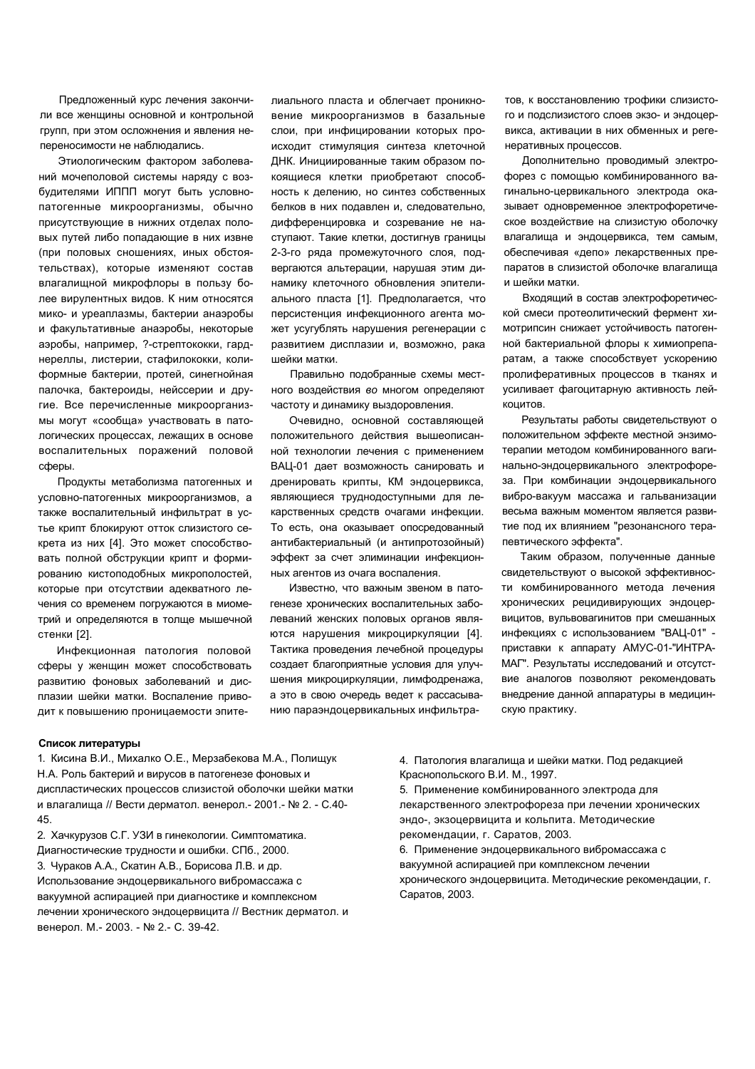Предложенный курс лечения закончили все женщины основной и контрольной групп, при этом осложнения и явления непереносимости не наблюдались.

Этиологическим фактором заболеваний мочеполовой системы наряду с возбудителями ИППП могут быть условно-патогенные микроорганизмы, обычно присутствующие в нижних отделах половых путей либо попадающие в них извне (при половых сношениях, иных обстоятельствах), которые изменяют состав влагалищной микрофлоры в пользу более вирулентных видов. К ним относятся мико- и уреаплазмы, бактерии анаэробы и факультативные анаэробы, некоторые аэробы, например, ?-стрептококки, гарднереллы, листерии, стафилококки, колиформные бактерии, протей, синегнойная палочка, бактероиды, нейссерии и другие. Все перечисленные микроорганизмы могут «сообща» участвовать в патологических процессах, лежащих в основе воспалительных поражений половой сферы.

Продукты метаболизма патогенных и условно-патогенных микроорганизмов, а также воспалительный инфильтрат в устье крипт блокируют отток слизистого секрета из них [4]. Это может способствовать полной обструкции крипт и формированию кистоподобных микрополостей, которые при отсутствии адекватного лечения со временем погружаются в миометрий и определяются в толще мышечной стенки [2].

Инфекционная патология половой сферы у женщин может способствовать развитию фоновых заболеваний и дисплазии шейки матки. Воспаление приводит к повышению проницаемости эпителиального пласта и облегчает проникновение микроорганизмов в базальные слои, при инфицировании которых происходит стимуляция синтеза клеточной ДНК. Инициированные таким образом покоящиеся клетки приобретают способность к делению, но синтез собственных белков в них подавлен и, следовательно, дифференцировка и созревание не наступают. Такие клетки, достигнув границы 2-3-го ряда промежуточного слоя, подвергаются альтерации, нарушая этим динамику клеточного обновления эпителиального пласта [1]. Предполагается, что персистенция инфекционного агента может усугублять нарушения регенерации с развитием дисплазии и, возможно, рака шейки матки.

Правильно подобранные схемы местного воздействия *во* многом определяют частоту и динамику выздоровления.

Очевидно, основной составляющей положительного действия вышеописанной технологии лечения с применением ВАЦ-01 дает возможность санировать и дренировать крипты, КМ эндоцервикса, являющиеся труднодоступными для лекарственных средств очагами инфекции. То есть, она оказывает опосредованный антибактериальный (и антипротозойный) эффект за счет элиминации инфекционных агентов из очага воспаления.

Известно, что важным звеном в патогенезе хронических воспалительных заболеваний женских половых органов являются нарушения микроциркуляции [4]. Тактика проведения лечебной процедуры создает благоприятные условия для улучшения микроциркуляции, лимфодренажа, а это в свою очередь ведет к рассасыванию параэндоцервикальных инфильтратов, к восстановлению трофики слизистого и подслизистого слоев экзо- и эндоцервикса, активации в них обменных и регенеративных процессов.

Дополнительно проводимый электрофорез с помощью комбинированного вагинально-цервикального электрода оказывает одновременное электрофоретическое воздействие на слизистую оболочку влагалища и эндоцервикса, тем самым, обеспечивая «депо» лекарственных препаратов в слизистой оболочке влагалища и шейки матки.

Входящий в состав электрофоретической смеси протеолитический фермент химотрипсин снижает устойчивость патогенной бактериальной флоры к химиопрепаратам, а также способствует ускорению пролиферативных процессов в тканях и усиливает фагоцитарную активность лейкоцитов.

Результаты работы свидетельствуют о положительном эффекте местной энзимотерапии методом комбинированного вагинально-эндоцервикального электрофореза. При комбинации эндоцервикального вибро-вакуум массажа и гальванизации весьма важным моментом является развитие под их влиянием "резонансного терапевтического эффекта".

Таким образом, полученные данные свидетельствуют о высокой эффективности комбинированного метода лечения хронических рецидивирующих эндоцервицитов, вульвовагинитов при смешанных инфекциях с использованием "ВАЦ-01" - приставки к аппарату АМУС-01-"ИНТРАМАГ". Результаты исследований и отсутствие аналогов позволяют рекомендовать внедрение данной аппаратуры в медицинскую практику.

**Список литературы**

1. Кисина В.И., Михалко О.Е., Мерзабекова М.А., Полищук Н.А. Роль бактерий и вирусов в патогенезе фоновых и диспластических процессов слизистой оболочки шейки матки и влагалища // Вести дерматол. венерол.- 2001.- № 2. - С.40-45.
2. Хачкурузов С.Г. УЗИ в гинекологии. Симптоматика. Диагностические трудности и ошибки. СПб., 2000.
3. Чураков А.А., Скатин А.В., Борисова Л.В. и др. Использование эндоцервикального вибромассажа с вакуумной аспирацией при диагностике и комплексном лечении хронического эндоцервицита // Вестник дерматол. и венерол. М.- 2003. - № 2.- С. 39-42.
4. Патология влагалища и шейки матки. Под редакцией Краснопольского В.И. М., 1997.
5. Применение комбинированного электрода для лекарственного электрофореза при лечении хронических эндо-, экзоцервицита и кольпита. Методические рекомендации, г. Саратов, 2003.
6. Применение эндоцервикального вибромассажа с вакуумной аспирацией при комплексном лечении хронического эндоцервицита. Методические рекомендации, г. Саратов, 2003.